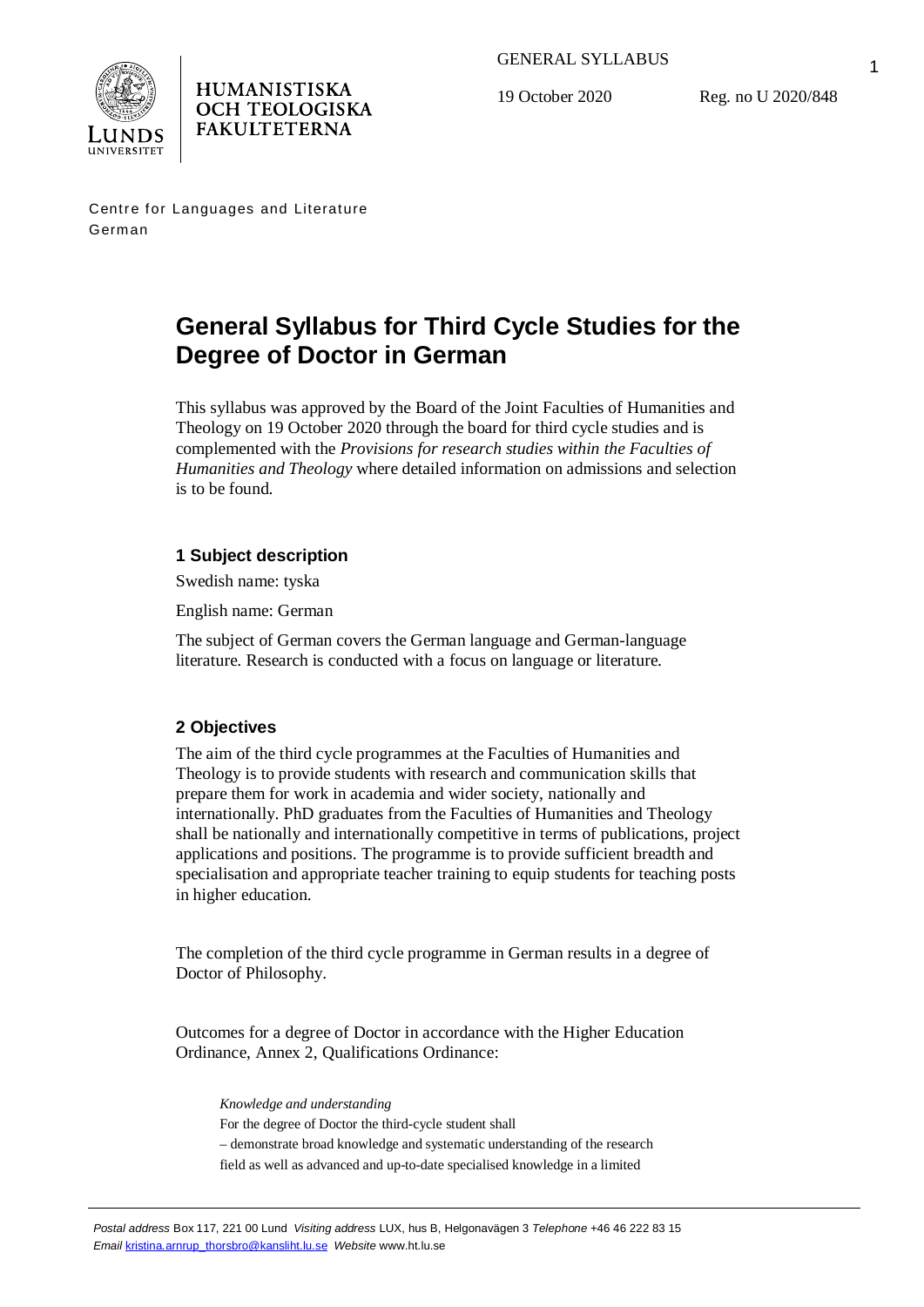HUMANISTISKA OCH TEOLOGISKA FAKULTETERNA

GENERAL SYLLABUS

19 October 2020 Reg. no U 2020/848

Centre for Languages and Literature
German

# General Syllabus for Third Cycle Studies for the Degree of Doctor in German

This syllabus was approved by the Board of the Joint Faculties of Humanities and Theology on 19 October 2020 through the board for third cycle studies and is complemented with the *Provisions for research studies within the Faculties of Humanities and Theology* where detailed information on admissions and selection is to be found.

## 1 Subject description

Swedish name: tyska

English name: German

The subject of German covers the German language and German-language literature. Research is conducted with a focus on language or literature.

## 2 Objectives

The aim of the third cycle programmes at the Faculties of Humanities and Theology is to provide students with research and communication skills that prepare them for work in academia and wider society, nationally and internationally. PhD graduates from the Faculties of Humanities and Theology shall be nationally and internationally competitive in terms of publications, project applications and positions. The programme is to provide sufficient breadth and specialisation and appropriate teacher training to equip students for teaching posts in higher education.

The completion of the third cycle programme in German results in a degree of Doctor of Philosophy.

Outcomes for a degree of Doctor in accordance with the Higher Education Ordinance, Annex 2, Qualifications Ordinance:

> *Knowledge and understanding*
> For the degree of Doctor the third-cycle student shall
> – demonstrate broad knowledge and systematic understanding of the research field as well as advanced and up-to-date specialised knowledge in a limited

*Postal address* Box 117, 221 00 Lund *Visiting address* LUX, hus B, Helgonavägen 3 *Telephone* +46 46 222 83 15
*Email* kristina.arnrup_thorsbro@kansliht.lu.se *Website* www.ht.lu.se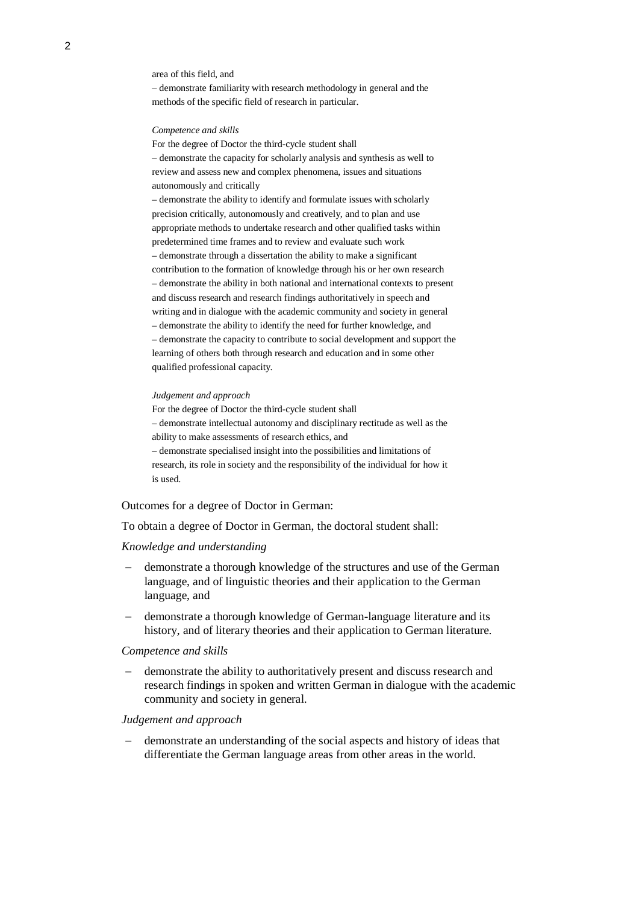area of this field, and
– demonstrate familiarity with research methodology in general and the methods of the specific field of research in particular.

*Competence and skills*

For the degree of Doctor the third-cycle student shall
– demonstrate the capacity for scholarly analysis and synthesis as well to review and assess new and complex phenomena, issues and situations autonomously and critically
– demonstrate the ability to identify and formulate issues with scholarly precision critically, autonomously and creatively, and to plan and use appropriate methods to undertake research and other qualified tasks within predetermined time frames and to review and evaluate such work
– demonstrate through a dissertation the ability to make a significant contribution to the formation of knowledge through his or her own research
– demonstrate the ability in both national and international contexts to present and discuss research and research findings authoritatively in speech and writing and in dialogue with the academic community and society in general
– demonstrate the ability to identify the need for further knowledge, and
– demonstrate the capacity to contribute to social development and support the learning of others both through research and education and in some other qualified professional capacity.

*Judgement and approach*

For the degree of Doctor the third-cycle student shall
– demonstrate intellectual autonomy and disciplinary rectitude as well as the ability to make assessments of research ethics, and
– demonstrate specialised insight into the possibilities and limitations of research, its role in society and the responsibility of the individual for how it is used.

Outcomes for a degree of Doctor in German:

To obtain a degree of Doctor in German, the doctoral student shall:

*Knowledge and understanding*

- demonstrate a thorough knowledge of the structures and use of the German language, and of linguistic theories and their application to the German language, and
- demonstrate a thorough knowledge of German-language literature and its history, and of literary theories and their application to German literature.

*Competence and skills*

- demonstrate the ability to authoritatively present and discuss research and research findings in spoken and written German in dialogue with the academic community and society in general.

*Judgement and approach*

- demonstrate an understanding of the social aspects and history of ideas that differentiate the German language areas from other areas in the world.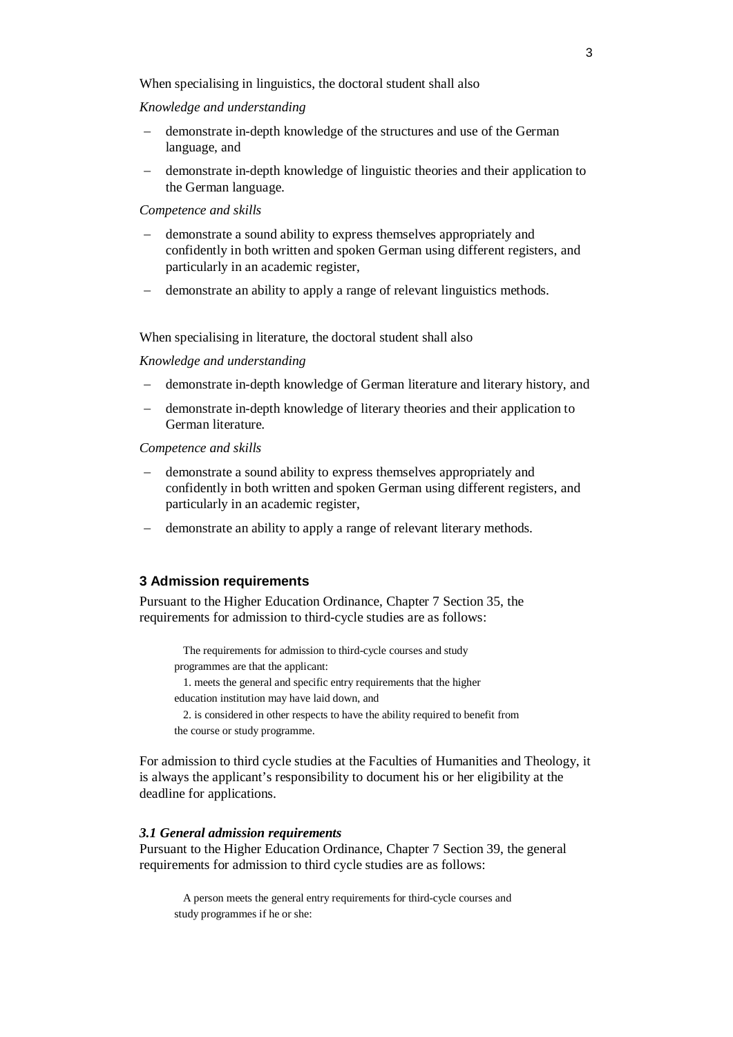When specialising in linguistics, the doctoral student shall also

*Knowledge and understanding*

- demonstrate in-depth knowledge of the structures and use of the German language, and
- demonstrate in-depth knowledge of linguistic theories and their application to the German language.

*Competence and skills*

- demonstrate a sound ability to express themselves appropriately and confidently in both written and spoken German using different registers, and particularly in an academic register,
- demonstrate an ability to apply a range of relevant linguistics methods.

When specialising in literature, the doctoral student shall also

*Knowledge and understanding*

- demonstrate in-depth knowledge of German literature and literary history, and
- demonstrate in-depth knowledge of literary theories and their application to German literature.

*Competence and skills*

- demonstrate a sound ability to express themselves appropriately and confidently in both written and spoken German using different registers, and particularly in an academic register,
- demonstrate an ability to apply a range of relevant literary methods.

## 3 Admission requirements

Pursuant to the Higher Education Ordinance, Chapter 7 Section 35, the requirements for admission to third-cycle studies are as follows:

> The requirements for admission to third-cycle courses and study programmes are that the applicant:
> 1. meets the general and specific entry requirements that the higher education institution may have laid down, and
> 2. is considered in other respects to have the ability required to benefit from the course or study programme.

For admission to third cycle studies at the Faculties of Humanities and Theology, it is always the applicant's responsibility to document his or her eligibility at the deadline for applications.

### *3.1 General admission requirements*

Pursuant to the Higher Education Ordinance, Chapter 7 Section 39, the general requirements for admission to third cycle studies are as follows:

> A person meets the general entry requirements for third-cycle courses and study programmes if he or she: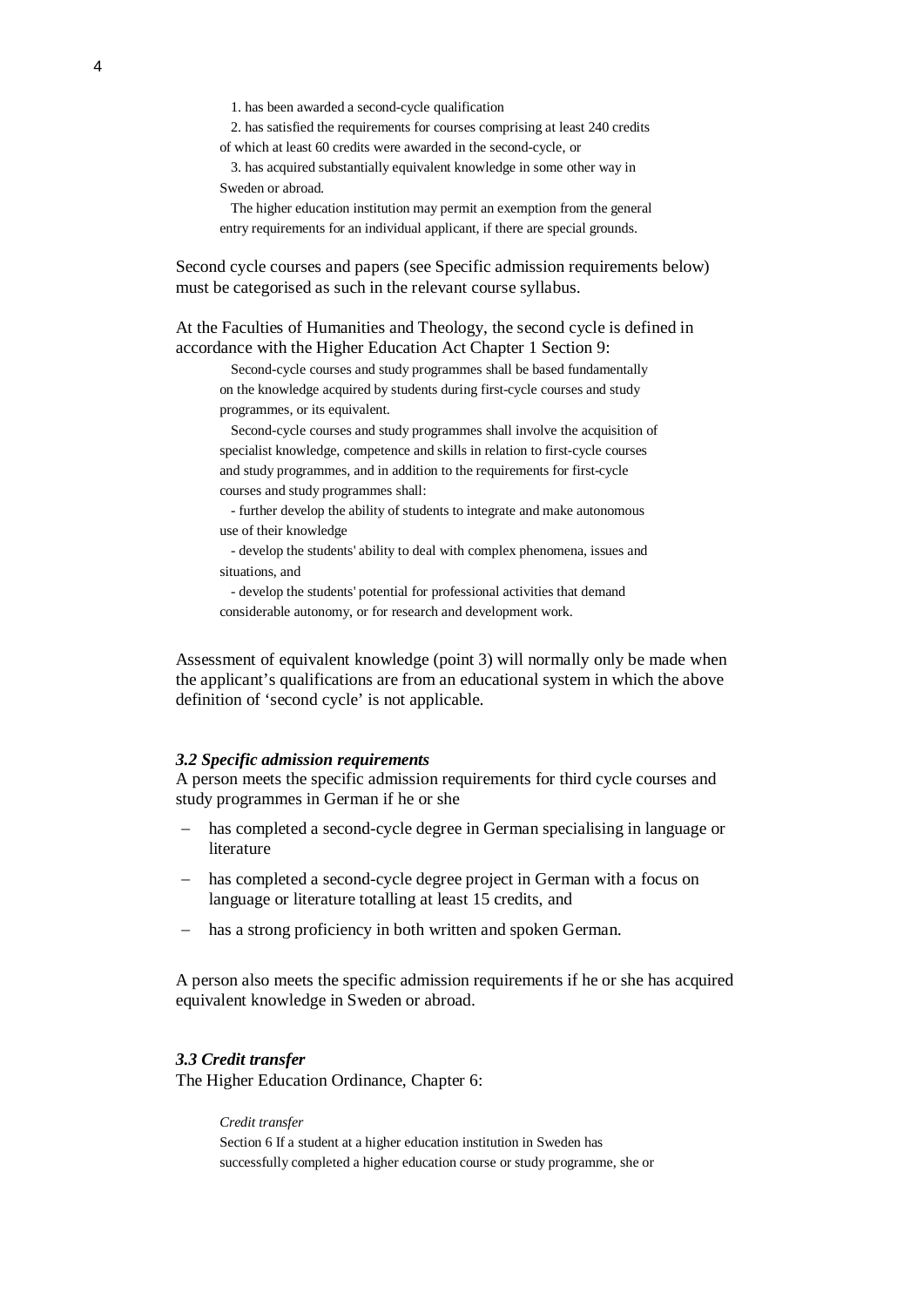> 1. has been awarded a second-cycle qualification
>
> 2. has satisfied the requirements for courses comprising at least 240 credits of which at least 60 credits were awarded in the second-cycle, or
>
> 3. has acquired substantially equivalent knowledge in some other way in Sweden or abroad.
>
> The higher education institution may permit an exemption from the general entry requirements for an individual applicant, if there are special grounds.

Second cycle courses and papers (see Specific admission requirements below) must be categorised as such in the relevant course syllabus.

At the Faculties of Humanities and Theology, the second cycle is defined in accordance with the Higher Education Act Chapter 1 Section 9:

> Second-cycle courses and study programmes shall be based fundamentally on the knowledge acquired by students during first-cycle courses and study programmes, or its equivalent.
>
> Second-cycle courses and study programmes shall involve the acquisition of specialist knowledge, competence and skills in relation to first-cycle courses and study programmes, and in addition to the requirements for first-cycle courses and study programmes shall:
>
> - further develop the ability of students to integrate and make autonomous use of their knowledge
> - develop the students' ability to deal with complex phenomena, issues and situations, and
> - develop the students' potential for professional activities that demand considerable autonomy, or for research and development work.

Assessment of equivalent knowledge (point 3) will normally only be made when the applicant's qualifications are from an educational system in which the above definition of 'second cycle' is not applicable.

### *3.2 Specific admission requirements*

A person meets the specific admission requirements for third cycle courses and study programmes in German if he or she

- has completed a second-cycle degree in German specialising in language or literature
- has completed a second-cycle degree project in German with a focus on language or literature totalling at least 15 credits, and
- has a strong proficiency in both written and spoken German.

A person also meets the specific admission requirements if he or she has acquired equivalent knowledge in Sweden or abroad.

### *3.3 Credit transfer*

The Higher Education Ordinance, Chapter 6:

> *Credit transfer*
>
> Section 6 If a student at a higher education institution in Sweden has successfully completed a higher education course or study programme, she or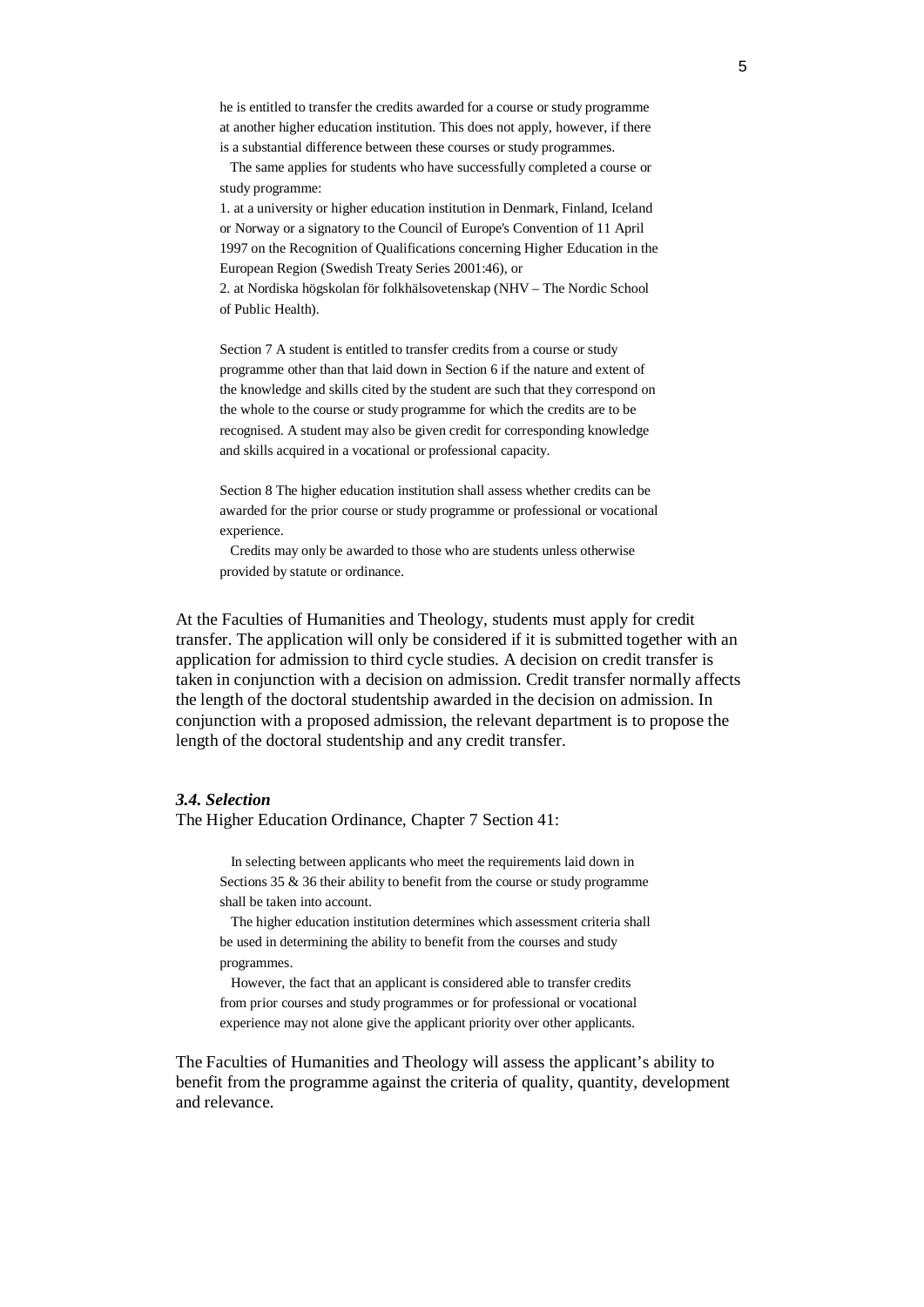> he is entitled to transfer the credits awarded for a course or study programme at another higher education institution. This does not apply, however, if there is a substantial difference between these courses or study programmes.
>
> The same applies for students who have successfully completed a course or study programme:
>
> 1. at a university or higher education institution in Denmark, Finland, Iceland or Norway or a signatory to the Council of Europe's Convention of 11 April 1997 on the Recognition of Qualifications concerning Higher Education in the European Region (Swedish Treaty Series 2001:46), or
> 2. at Nordiska högskolan för folkhälsovetenskap (NHV – The Nordic School of Public Health).
>
> Section 7 A student is entitled to transfer credits from a course or study programme other than that laid down in Section 6 if the nature and extent of the knowledge and skills cited by the student are such that they correspond on the whole to the course or study programme for which the credits are to be recognised. A student may also be given credit for corresponding knowledge and skills acquired in a vocational or professional capacity.
>
> Section 8 The higher education institution shall assess whether credits can be awarded for the prior course or study programme or professional or vocational experience.
>
> Credits may only be awarded to those who are students unless otherwise provided by statute or ordinance.

At the Faculties of Humanities and Theology, students must apply for credit transfer. The application will only be considered if it is submitted together with an application for admission to third cycle studies. A decision on credit transfer is taken in conjunction with a decision on admission. Credit transfer normally affects the length of the doctoral studentship awarded in the decision on admission. In conjunction with a proposed admission, the relevant department is to propose the length of the doctoral studentship and any credit transfer.

### *3.4. Selection*

The Higher Education Ordinance, Chapter 7 Section 41:

> In selecting between applicants who meet the requirements laid down in Sections 35 & 36 their ability to benefit from the course or study programme shall be taken into account.
>
> The higher education institution determines which assessment criteria shall be used in determining the ability to benefit from the courses and study programmes.
>
> However, the fact that an applicant is considered able to transfer credits from prior courses and study programmes or for professional or vocational experience may not alone give the applicant priority over other applicants.

The Faculties of Humanities and Theology will assess the applicant's ability to benefit from the programme against the criteria of quality, quantity, development and relevance.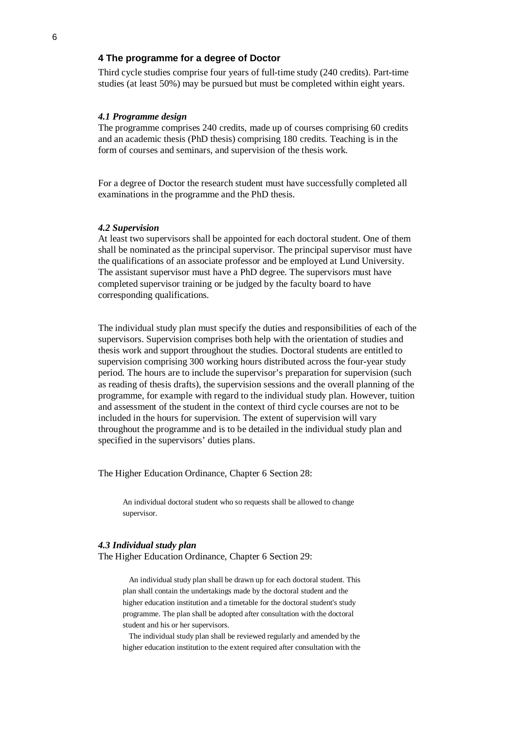## 4 The programme for a degree of Doctor

Third cycle studies comprise four years of full-time study (240 credits). Part-time studies (at least 50%) may be pursued but must be completed within eight years.

### *4.1 Programme design*

The programme comprises 240 credits, made up of courses comprising 60 credits and an academic thesis (PhD thesis) comprising 180 credits. Teaching is in the form of courses and seminars, and supervision of the thesis work.

For a degree of Doctor the research student must have successfully completed all examinations in the programme and the PhD thesis.

### *4.2 Supervision*

At least two supervisors shall be appointed for each doctoral student. One of them shall be nominated as the principal supervisor. The principal supervisor must have the qualifications of an associate professor and be employed at Lund University. The assistant supervisor must have a PhD degree. The supervisors must have completed supervisor training or be judged by the faculty board to have corresponding qualifications.

The individual study plan must specify the duties and responsibilities of each of the supervisors. Supervision comprises both help with the orientation of studies and thesis work and support throughout the studies. Doctoral students are entitled to supervision comprising 300 working hours distributed across the four-year study period. The hours are to include the supervisor's preparation for supervision (such as reading of thesis drafts), the supervision sessions and the overall planning of the programme, for example with regard to the individual study plan. However, tuition and assessment of the student in the context of third cycle courses are not to be included in the hours for supervision. The extent of supervision will vary throughout the programme and is to be detailed in the individual study plan and specified in the supervisors' duties plans.

The Higher Education Ordinance, Chapter 6 Section 28:

> An individual doctoral student who so requests shall be allowed to change supervisor.

### *4.3 Individual study plan*

The Higher Education Ordinance, Chapter 6 Section 29:

> An individual study plan shall be drawn up for each doctoral student. This plan shall contain the undertakings made by the doctoral student and the higher education institution and a timetable for the doctoral student's study programme. The plan shall be adopted after consultation with the doctoral student and his or her supervisors.
>
> The individual study plan shall be reviewed regularly and amended by the higher education institution to the extent required after consultation with the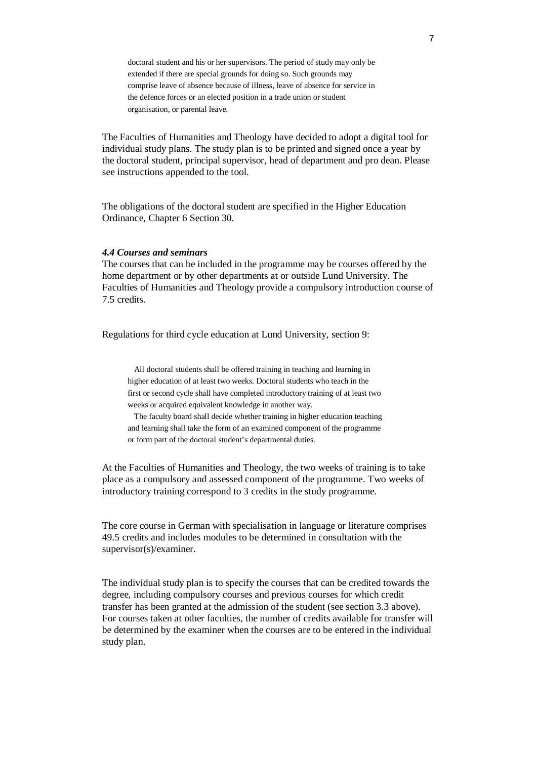> doctoral student and his or her supervisors. The period of study may only be extended if there are special grounds for doing so. Such grounds may comprise leave of absence because of illness, leave of absence for service in the defence forces or an elected position in a trade union or student organisation, or parental leave.

The Faculties of Humanities and Theology have decided to adopt a digital tool for individual study plans. The study plan is to be printed and signed once a year by the doctoral student, principal supervisor, head of department and pro dean. Please see instructions appended to the tool.

The obligations of the doctoral student are specified in the Higher Education Ordinance, Chapter 6 Section 30.

#### *4.4 Courses and seminars*

The courses that can be included in the programme may be courses offered by the home department or by other departments at or outside Lund University. The Faculties of Humanities and Theology provide a compulsory introduction course of 7.5 credits.

Regulations for third cycle education at Lund University, section 9:

> All doctoral students shall be offered training in teaching and learning in higher education of at least two weeks. Doctoral students who teach in the first or second cycle shall have completed introductory training of at least two weeks or acquired equivalent knowledge in another way.
>
> The faculty board shall decide whether training in higher education teaching and learning shall take the form of an examined component of the programme or form part of the doctoral student's departmental duties.

At the Faculties of Humanities and Theology, the two weeks of training is to take place as a compulsory and assessed component of the programme. Two weeks of introductory training correspond to 3 credits in the study programme.

The core course in German with specialisation in language or literature comprises 49.5 credits and includes modules to be determined in consultation with the supervisor(s)/examiner.

The individual study plan is to specify the courses that can be credited towards the degree, including compulsory courses and previous courses for which credit transfer has been granted at the admission of the student (see section 3.3 above). For courses taken at other faculties, the number of credits available for transfer will be determined by the examiner when the courses are to be entered in the individual study plan.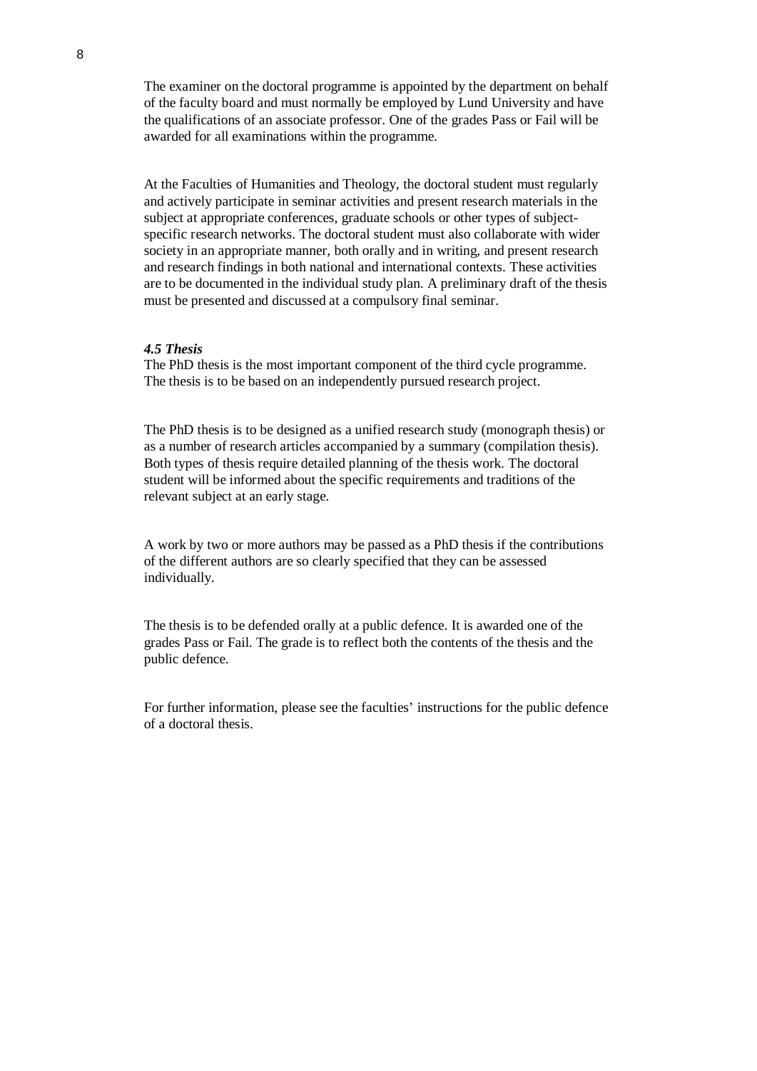The examiner on the doctoral programme is appointed by the department on behalf of the faculty board and must normally be employed by Lund University and have the qualifications of an associate professor. One of the grades Pass or Fail will be awarded for all examinations within the programme.

At the Faculties of Humanities and Theology, the doctoral student must regularly and actively participate in seminar activities and present research materials in the subject at appropriate conferences, graduate schools or other types of subject-specific research networks. The doctoral student must also collaborate with wider society in an appropriate manner, both orally and in writing, and present research and research findings in both national and international contexts. These activities are to be documented in the individual study plan. A preliminary draft of the thesis must be presented and discussed at a compulsory final seminar.

### *4.5 Thesis*

The PhD thesis is the most important component of the third cycle programme. The thesis is to be based on an independently pursued research project.

The PhD thesis is to be designed as a unified research study (monograph thesis) or as a number of research articles accompanied by a summary (compilation thesis). Both types of thesis require detailed planning of the thesis work. The doctoral student will be informed about the specific requirements and traditions of the relevant subject at an early stage.

A work by two or more authors may be passed as a PhD thesis if the contributions of the different authors are so clearly specified that they can be assessed individually.

The thesis is to be defended orally at a public defence. It is awarded one of the grades Pass or Fail. The grade is to reflect both the contents of the thesis and the public defence.

For further information, please see the faculties' instructions for the public defence of a doctoral thesis.